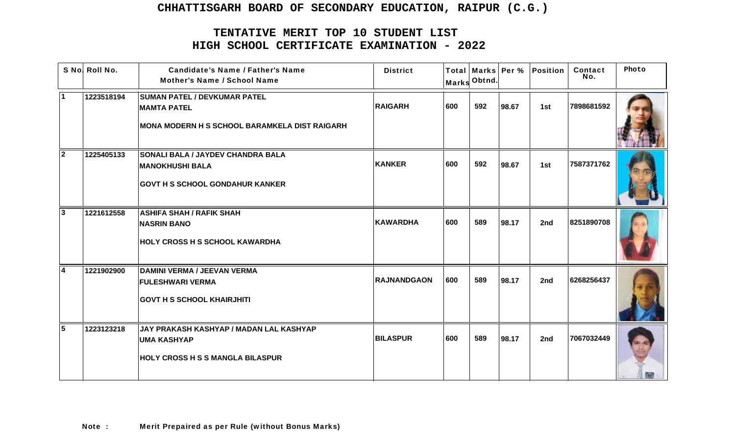# CHHATTISGARH BOARD OF SECONDARY EDUCATION, RAIPUR (C.G.)

## TENTATIVE MERIT TOP 10 STUDENT LIST
## HIGH SCHOOL CERTIFICATE EXAMINATION - 2022

| S No. | Roll No. | Candidate's Name / Father's Name<br>Mother's Name / School Name | District | Total Marks | Marks Obtnd. | Per % | Position | Contact No. | Photo |
|---|---|---|---|---|---|---|---|---|---|
| 1 | 1223518194 | SUMAN PATEL / DEVKUMAR PATEL<br>MAMTA PATEL<br>MONA MODERN H S SCHOOL BARAMKELA DIST RAIGARH | RAIGARH | 600 | 592 | 98.67 | 1st | 7898681592 | |
| 2 | 1225405133 | SONALI BALA / JAYDEV CHANDRA BALA<br>MANOKHUSHI BALA<br>GOVT H S SCHOOL GONDAHUR KANKER | KANKER | 600 | 592 | 98.67 | 1st | 7587371762 | |
| 3 | 1221612558 | ASHIFA SHAH / RAFIK SHAH<br>NASRIN BANO<br>HOLY CROSS H S SCHOOL KAWARDHA | KAWARDHA | 600 | 589 | 98.17 | 2nd | 8251890708 | |
| 4 | 1221902900 | DAMINI VERMA / JEEVAN VERMA<br>FULESHWARI VERMA<br>GOVT H S SCHOOL KHAIRJHITI | RAJNANDGAON | 600 | 589 | 98.17 | 2nd | 6268256437 | |
| 5 | 1223123218 | JAY PRAKASH KASHYAP / MADAN LAL KASHYAP<br>UMA KASHYAP<br>HOLY CROSS H S S MANGLA BILASPUR | BILASPUR | 600 | 589 | 98.17 | 2nd | 7067032449 | |

**Note :** Merit Prepaired as per Rule (without Bonus Marks)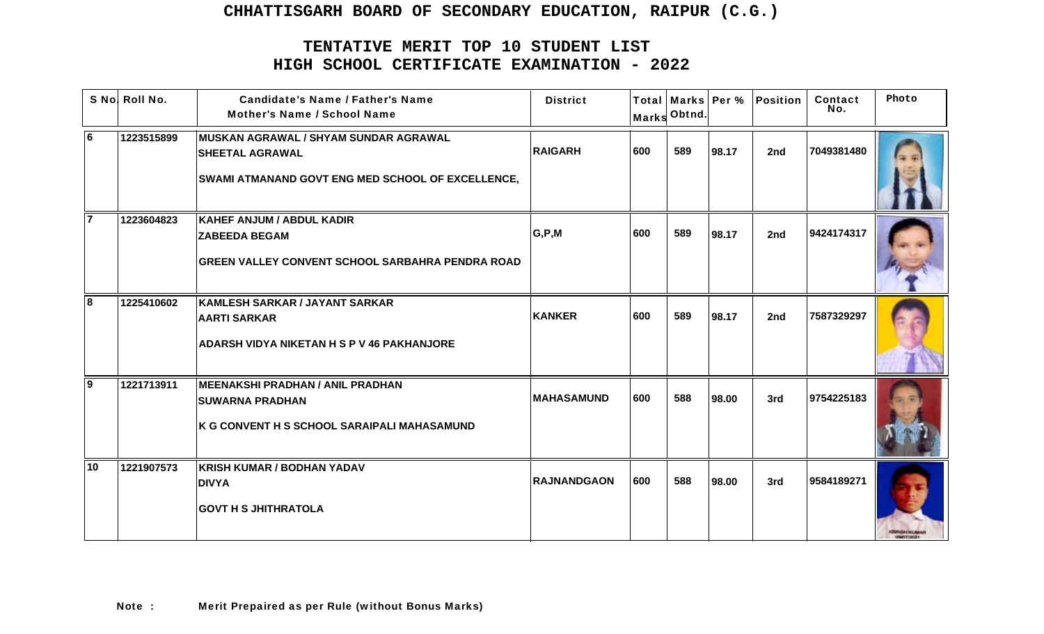# CHHATTISGARH BOARD OF SECONDARY EDUCATION, RAIPUR (C.G.)

## TENTATIVE MERIT TOP 10 STUDENT LIST
## HIGH SCHOOL CERTIFICATE EXAMINATION - 2022

| S No. | Roll No. | Candidate's Name / Father's Name<br>Mother's Name / School Name | District | Total Marks | Marks Obtnd. | Per % | Position | Contact No. | Photo |
|---|---|---|---|---|---|---|---|---|---|
| 6 | 1223515899 | **MUSKAN AGRAWAL / SHYAM SUNDAR AGRAWAL**<br>**SHEETAL AGRAWAL**<br>**SWAMI ATMANAND GOVT ENG MED SCHOOL OF EXCELLENCE,** | RAIGARH | 600 | 589 | 98.17 | 2nd | 7049381480 | |
| 7 | 1223604823 | **KAHEF ANJUM / ABDUL KADIR**<br>**ZABEEDA BEGAM**<br>**GREEN VALLEY CONVENT SCHOOL SARBAHRA PENDRA ROAD** | G,P,M | 600 | 589 | 98.17 | 2nd | 9424174317 | |
| 8 | 1225410602 | **KAMLESH SARKAR / JAYANT SARKAR**<br>**AARTI SARKAR**<br>**ADARSH VIDYA NIKETAN H S P V 46 PAKHANJORE** | KANKER | 600 | 589 | 98.17 | 2nd | 7587329297 | |
| 9 | 1221713911 | **MEENAKSHI PRADHAN / ANIL PRADHAN**<br>**SUWARNA PRADHAN**<br>**K G CONVENT H S SCHOOL SARAIPALI MAHASAMUND** | MAHASAMUND | 600 | 588 | 98.00 | 3rd | 9754225183 | |
| 10 | 1221907573 | **KRISH KUMAR / BODHAN YADAV**<br>**DIVYA**<br>**GOVT H S JHITHRATOLA** | RAJNANDGAON | 600 | 588 | 98.00 | 3rd | 9584189271 | |

**Note :** Merit Prepaired as per Rule (without Bonus Marks)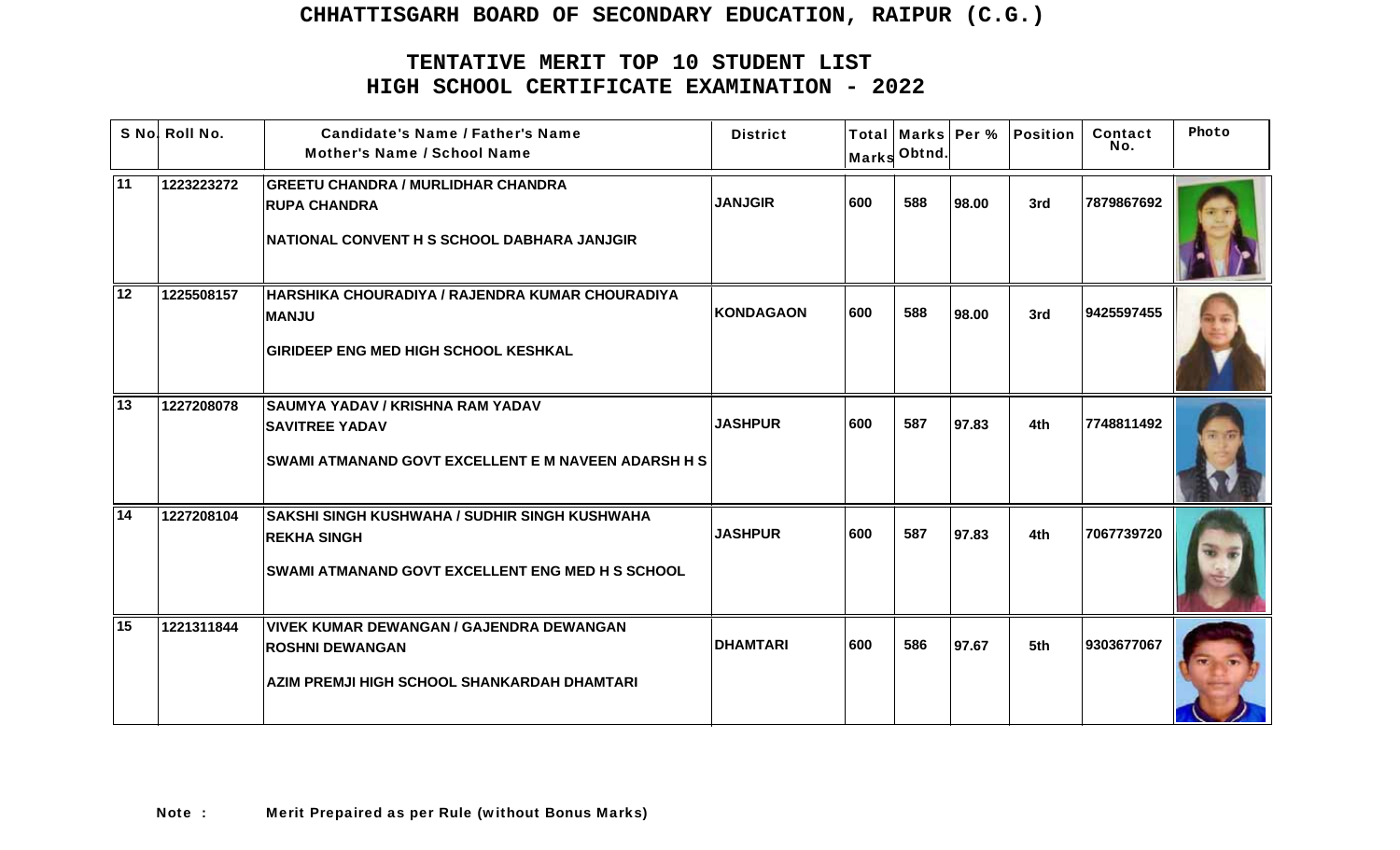# CHHATTISGARH BOARD OF SECONDARY EDUCATION, RAIPUR (C.G.)

## TENTATIVE MERIT TOP 10 STUDENT LIST
## HIGH SCHOOL CERTIFICATE EXAMINATION - 2022

| S No. | Roll No. | Candidate's Name / Father's Name<br>Mother's Name / School Name | District | Total Marks | Marks Obtnd. | Per % | Position | Contact No. | Photo |
|---|---|---|---|---|---|---|---|---|---|
| 11 | 1223223272 | GREETU CHANDRA / MURLIDHAR CHANDRA<br>RUPA CHANDRA<br>NATIONAL CONVENT H S SCHOOL DABHARA JANJGIR | JANJGIR | 600 | 588 | 98.00 | 3rd | 7879867692 | |
| 12 | 1225508157 | HARSHIKA CHOURADIYA / RAJENDRA KUMAR CHOURADIYA<br>MANJU<br>GIRIDEEP ENG MED HIGH SCHOOL KESHKAL | KONDAGAON | 600 | 588 | 98.00 | 3rd | 9425597455 | |
| 13 | 1227208078 | SAUMYA YADAV / KRISHNA RAM YADAV<br>SAVITREE YADAV<br>SWAMI ATMANAND GOVT EXCELLENT E M NAVEEN ADARSH H S | JASHPUR | 600 | 587 | 97.83 | 4th | 7748811492 | |
| 14 | 1227208104 | SAKSHI SINGH KUSHWAHA / SUDHIR SINGH KUSHWAHA<br>REKHA SINGH<br>SWAMI ATMANAND GOVT EXCELLENT ENG MED H S SCHOOL | JASHPUR | 600 | 587 | 97.83 | 4th | 7067739720 | |
| 15 | 1221311844 | VIVEK KUMAR DEWANGAN / GAJENDRA DEWANGAN<br>ROSHNI DEWANGAN<br>AZIM PREMJI HIGH SCHOOL SHANKARDAH DHAMTARI | DHAMTARI | 600 | 586 | 97.67 | 5th | 9303677067 | |

Note : Merit Prepaired as per Rule (without Bonus Marks)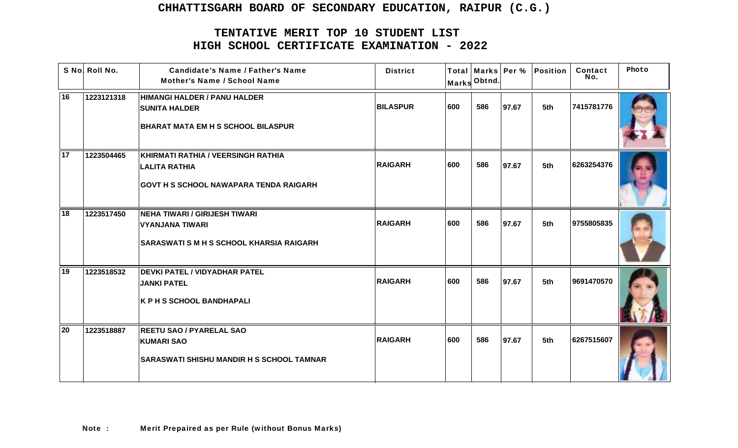# CHHATTISGARH BOARD OF SECONDARY EDUCATION, RAIPUR (C.G.)

## TENTATIVE MERIT TOP 10 STUDENT LIST
## HIGH SCHOOL CERTIFICATE EXAMINATION - 2022

| S No. | Roll No. | Candidate's Name / Father's Name<br>Mother's Name / School Name | District | Total Marks | Marks Obtnd. | Per % | Position | Contact No. | Photo |
|---|---|---|---|---|---|---|---|---|---|
| 16 | 1223121318 | HIMANGI HALDER / PANU HALDER<br>SUNITA HALDER<br>BHARAT MATA EM H S SCHOOL BILASPUR | BILASPUR | 600 | 586 | 97.67 | 5th | 7415781776 | |
| 17 | 1223504465 | KHIRMATI RATHIA / VEERSINGH RATHIA<br>LALITA RATHIA<br>GOVT H S SCHOOL NAWAPARA TENDA RAIGARH | RAIGARH | 600 | 586 | 97.67 | 5th | 6263254376 | |
| 18 | 1223517450 | NEHA TIWARI / GIRIJESH TIWARI<br>VYANJANA TIWARI<br>SARASWATI S M H S SCHOOL KHARSIA RAIGARH | RAIGARH | 600 | 586 | 97.67 | 5th | 9755805835 | |
| 19 | 1223518532 | DEVKI PATEL / VIDYADHAR PATEL<br>JANKI PATEL<br>K P H S SCHOOL BANDHAPALI | RAIGARH | 600 | 586 | 97.67 | 5th | 9691470570 | |
| 20 | 1223518887 | REETU SAO / PYARELAL SAO<br>KUMARI SAO<br>SARASWATI SHISHU MANDIR H S SCHOOL TAMNAR | RAIGARH | 600 | 586 | 97.67 | 5th | 6267515607 | |

**Note :** Merit Prepaired as per Rule (without Bonus Marks)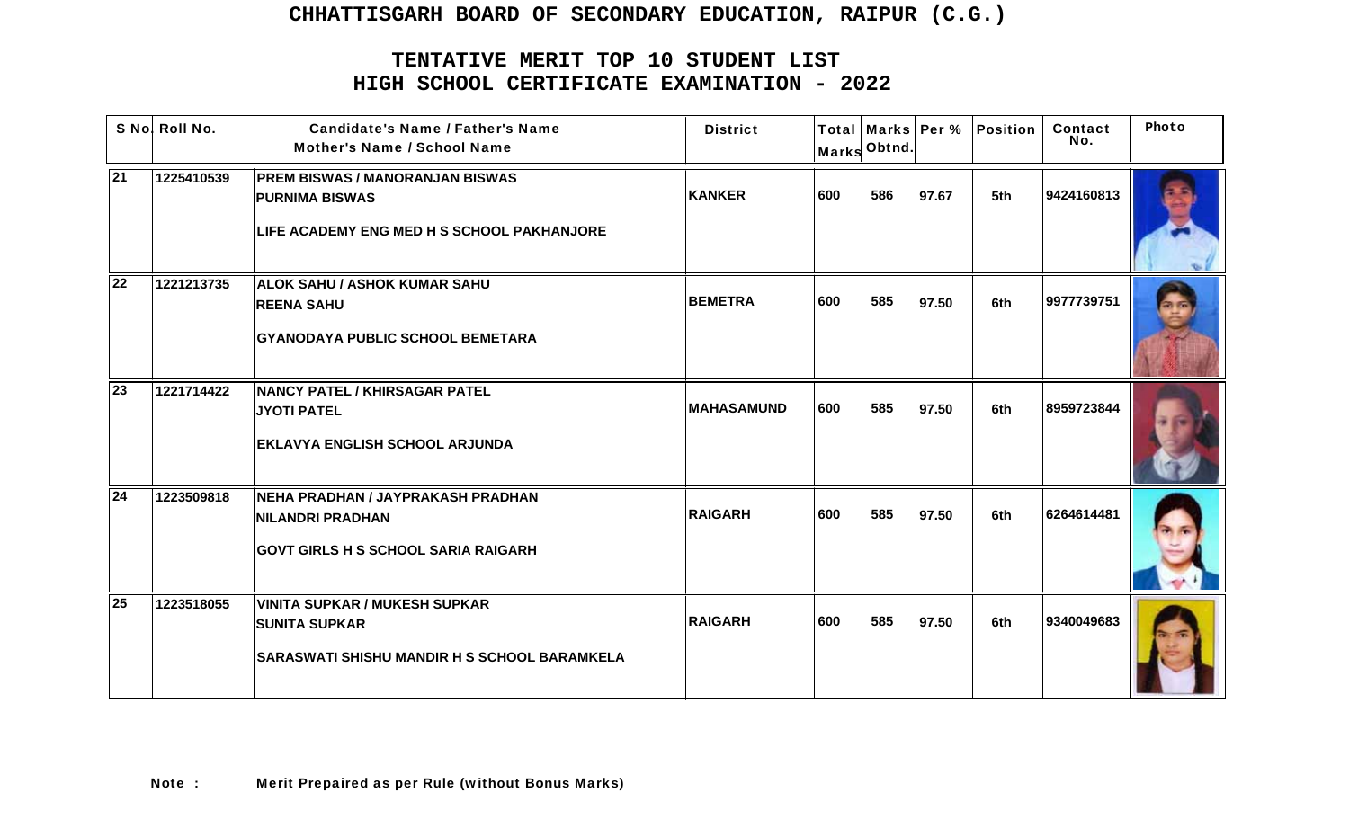# CHHATTISGARH BOARD OF SECONDARY EDUCATION, RAIPUR (C.G.)

## TENTATIVE MERIT TOP 10 STUDENT LIST
## HIGH SCHOOL CERTIFICATE EXAMINATION - 2022

| S No. | Roll No. | Candidate's Name / Father's Name<br>Mother's Name / School Name | District | Total Marks | Marks Obtnd. | Per % | Position | Contact No. | Photo |
|---|---|---|---|---|---|---|---|---|---|
| 21 | 1225410539 | **PREM BISWAS / MANORANJAN BISWAS**<br>**PURNIMA BISWAS**<br>**LIFE ACADEMY ENG MED H S SCHOOL PAKHANJORE** | KANKER | 600 | 586 | 97.67 | 5th | 9424160813 | |
| 22 | 1221213735 | **ALOK SAHU / ASHOK KUMAR SAHU**<br>**REENA SAHU**<br>**GYANODAYA PUBLIC SCHOOL BEMETARA** | BEMETRA | 600 | 585 | 97.50 | 6th | 9977739751 | |
| 23 | 1221714422 | **NANCY PATEL / KHIRSAGAR PATEL**<br>**JYOTI PATEL**<br>**EKLAVYA ENGLISH SCHOOL ARJUNDA** | MAHASAMUND | 600 | 585 | 97.50 | 6th | 8959723844 | |
| 24 | 1223509818 | **NEHA PRADHAN / JAYPRAKASH PRADHAN**<br>**NILANDRI PRADHAN**<br>**GOVT GIRLS H S SCHOOL SARIA RAIGARH** | RAIGARH | 600 | 585 | 97.50 | 6th | 6264614481 | |
| 25 | 1223518055 | **VINITA SUPKAR / MUKESH SUPKAR**<br>**SUNITA SUPKAR**<br>**SARASWATI SHISHU MANDIR H S SCHOOL BARAMKELA** | RAIGARH | 600 | 585 | 97.50 | 6th | 9340049683 | |

**Note :** Merit Prepaired as per Rule (without Bonus Marks)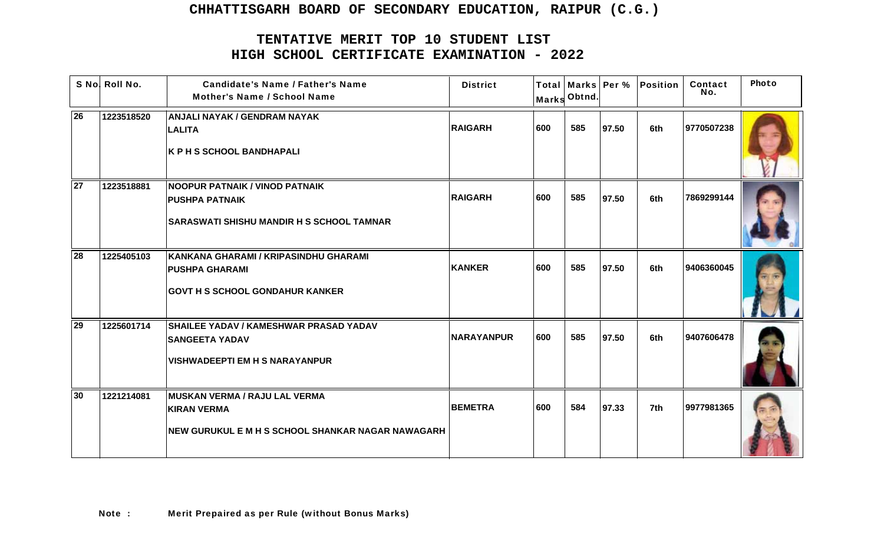# CHHATTISGARH BOARD OF SECONDARY EDUCATION, RAIPUR (C.G.)

## TENTATIVE MERIT TOP 10 STUDENT LIST
## HIGH SCHOOL CERTIFICATE EXAMINATION - 2022

| S No | Roll No. | Candidate's Name / Father's Name<br>Mother's Name / School Name | District | Total Marks | Marks Obtnd. | Per % | Position | Contact No. | Photo |
|---|---|---|---|---|---|---|---|---|---|
| 26 | 1223518520 | ANJALI NAYAK / GENDRAM NAYAK<br>LALITA<br>K P H S SCHOOL BANDHAPALI | RAIGARH | 600 | 585 | 97.50 | 6th | 9770507238 | |
| 27 | 1223518881 | NOOPUR PATNAIK / VINOD PATNAIK<br>PUSHPA PATNAIK<br>SARASWATI SHISHU MANDIR H S SCHOOL TAMNAR | RAIGARH | 600 | 585 | 97.50 | 6th | 7869299144 | |
| 28 | 1225405103 | KANKANA GHARAMI / KRIPASINDHU GHARAMI<br>PUSHPA GHARAMI<br>GOVT H S SCHOOL GONDAHUR KANKER | KANKER | 600 | 585 | 97.50 | 6th | 9406360045 | |
| 29 | 1225601714 | SHAILEE YADAV / KAMESHWAR PRASAD YADAV<br>SANGEETA YADAV<br>VISHWADEEPTI EM H S NARAYANPUR | NARAYANPUR | 600 | 585 | 97.50 | 6th | 9407606478 | |
| 30 | 1221214081 | MUSKAN VERMA / RAJU LAL VERMA<br>KIRAN VERMA<br>NEW GURUKUL E M H S SCHOOL SHANKAR NAGAR NAWAGARH | BEMETRA | 600 | 584 | 97.33 | 7th | 9977981365 | |

**Note :** Merit Prepaired as per Rule (without Bonus Marks)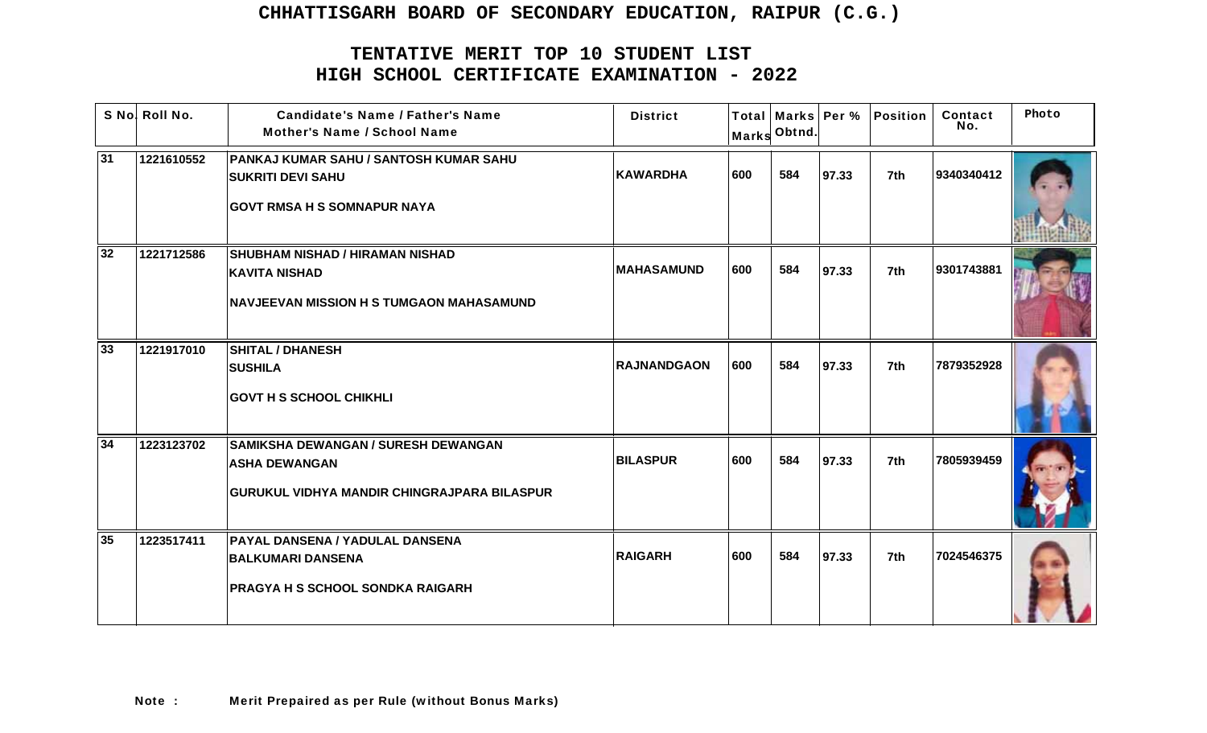# CHHATTISGARH BOARD OF SECONDARY EDUCATION, RAIPUR (C.G.)

## TENTATIVE MERIT TOP 10 STUDENT LIST
## HIGH SCHOOL CERTIFICATE EXAMINATION - 2022

| S No. | Roll No. | Candidate's Name / Father's Name<br>Mother's Name / School Name | District | Total Marks | Marks Obtnd. | Per % | Position | Contact No. | Photo |
|---|---|---|---|---|---|---|---|---|---|
| 31 | 1221610552 | PANKAJ KUMAR SAHU / SANTOSH KUMAR SAHU<br>SUKRITI DEVI SAHU<br>GOVT RMSA H S SOMNAPUR NAYA | KAWARDHA | 600 | 584 | 97.33 | 7th | 9340340412 | |
| 32 | 1221712586 | SHUBHAM NISHAD / HIRAMAN NISHAD<br>KAVITA NISHAD<br>NAVJEEVAN MISSION H S TUMGAON MAHASAMUND | MAHASAMUND | 600 | 584 | 97.33 | 7th | 9301743881 | |
| 33 | 1221917010 | SHITAL / DHANESH<br>SUSHILA<br>GOVT H S SCHOOL CHIKHLI | RAJNANDGAON | 600 | 584 | 97.33 | 7th | 7879352928 | |
| 34 | 1223123702 | SAMIKSHA DEWANGAN / SURESH DEWANGAN<br>ASHA DEWANGAN<br>GURUKUL VIDHYA MANDIR CHINGRAJPARA BILASPUR | BILASPUR | 600 | 584 | 97.33 | 7th | 7805939459 | |
| 35 | 1223517411 | PAYAL DANSENA / YADULAL DANSENA<br>BALKUMARI DANSENA<br>PRAGYA H S SCHOOL SONDKA RAIGARH | RAIGARH | 600 | 584 | 97.33 | 7th | 7024546375 | |

**Note :** Merit Prepaired as per Rule (without Bonus Marks)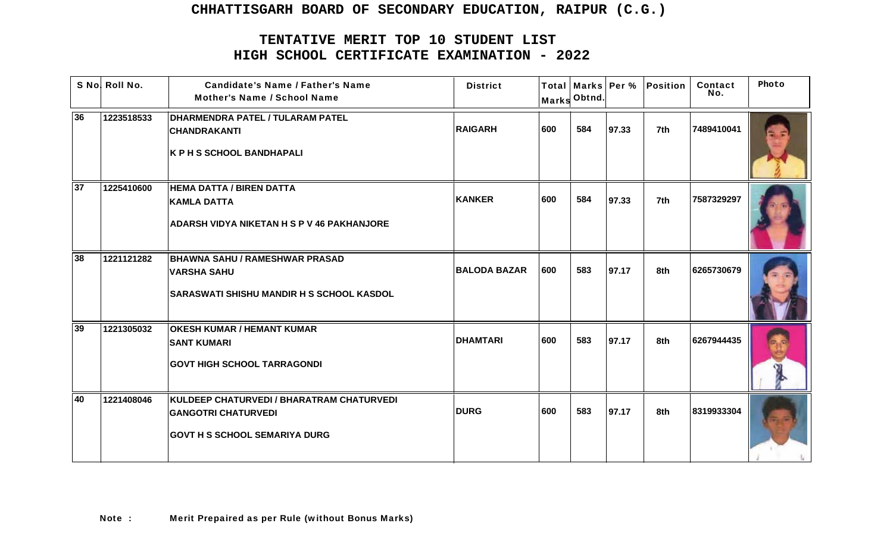# CHHATTISGARH BOARD OF SECONDARY EDUCATION, RAIPUR (C.G.)

## TENTATIVE MERIT TOP 10 STUDENT LIST
## HIGH SCHOOL CERTIFICATE EXAMINATION - 2022

| S No | Roll No. | Candidate's Name / Father's Name<br>Mother's Name / School Name | District | Total Marks | Marks Obtnd. | Per % | Position | Contact No. | Photo |
|---|---|---|---|---|---|---|---|---|---|
| 36 | 1223518533 | DHARMENDRA PATEL / TULARAM PATEL<br>CHANDRAKANTI<br>K P H S SCHOOL BANDHAPALI | RAIGARH | 600 | 584 | 97.33 | 7th | 7489410041 | |
| 37 | 1225410600 | HEMA DATTA / BIREN DATTA<br>KAMLA DATTA<br>ADARSH VIDYA NIKETAN H S P V 46 PAKHANJORE | KANKER | 600 | 584 | 97.33 | 7th | 7587329297 | |
| 38 | 1221121282 | BHAWNA SAHU / RAMESHWAR PRASAD<br>VARSHA SAHU<br>SARASWATI SHISHU MANDIR H S SCHOOL KASDOL | BALODA BAZAR | 600 | 583 | 97.17 | 8th | 6265730679 | |
| 39 | 1221305032 | OKESH KUMAR / HEMANT KUMAR<br>SANT KUMARI<br>GOVT HIGH SCHOOL TARRAGONDI | DHAMTARI | 600 | 583 | 97.17 | 8th | 6267944435 | |
| 40 | 1221408046 | KULDEEP CHATURVEDI / BHARATRAM CHATURVEDI<br>GANGOTRI CHATURVEDI<br>GOVT H S SCHOOL SEMARIYA DURG | DURG | 600 | 583 | 97.17 | 8th | 8319933304 | |

Note : Merit Prepaired as per Rule (without Bonus Marks)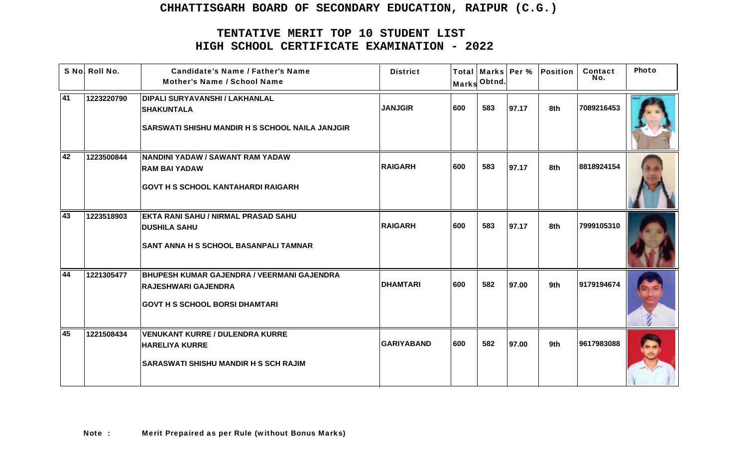# CHHATTISGARH BOARD OF SECONDARY EDUCATION, RAIPUR (C.G.)

## TENTATIVE MERIT TOP 10 STUDENT LIST
## HIGH SCHOOL CERTIFICATE EXAMINATION - 2022

| S No. | Roll No. | Candidate's Name / Father's Name<br>Mother's Name / School Name | District | Total Marks | Marks Obtnd. | Per % | Position | Contact No. | Photo |
|---|---|---|---|---|---|---|---|---|---|
| 41 | 1223220790 | **DIPALI SURYAVANSHI / LAKHANLAL**<br>**SHAKUNTALA**<br>**SARSWATI SHISHU MANDIR H S SCHOOL NAILA JANJGIR** | JANJGIR | 600 | 583 | 97.17 | 8th | 7089216453 | |
| 42 | 1223500844 | **NANDINI YADAW / SAWANT RAM YADAW**<br>**RAM BAI YADAW**<br>**GOVT H S SCHOOL KANTAHARDI RAIGARH** | RAIGARH | 600 | 583 | 97.17 | 8th | 8818924154 | |
| 43 | 1223518903 | **EKTA RANI SAHU / NIRMAL PRASAD SAHU**<br>**DUSHILA SAHU**<br>**SANT ANNA H S SCHOOL BASANPALI TAMNAR** | RAIGARH | 600 | 583 | 97.17 | 8th | 7999105310 | |
| 44 | 1221305477 | **BHUPESH KUMAR GAJENDRA / VEERMANI GAJENDRA**<br>**RAJESHWARI GAJENDRA**<br>**GOVT H S SCHOOL BORSI DHAMTARI** | DHAMTARI | 600 | 582 | 97.00 | 9th | 9179194674 | |
| 45 | 1221508434 | **VENUKANT KURRE / DULENDRA KURRE**<br>**HARELIYA KURRE**<br>**SARASWATI SHISHU MANDIR H S SCH RAJIM** | GARIYABAND | 600 | 582 | 97.00 | 9th | 9617983088 | |

**Note :** Merit Prepaired as per Rule (without Bonus Marks)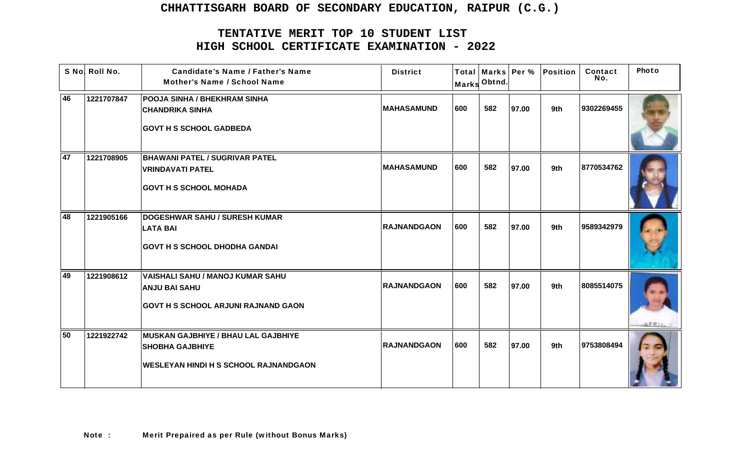# CHHATTISGARH BOARD OF SECONDARY EDUCATION, RAIPUR (C.G.)

## TENTATIVE MERIT TOP 10 STUDENT LIST
## HIGH SCHOOL CERTIFICATE EXAMINATION - 2022

| S No. | Roll No. | Candidate's Name / Father's Name<br>Mother's Name / School Name | District | Total Marks | Marks Obtnd. | Per % | Position | Contact No. | Photo |
|---|---|---|---|---|---|---|---|---|---|
| 46 | 1221707847 | POOJA SINHA / BHEKHRAM SINHA<br>CHANDRIKA SINHA<br>GOVT H S SCHOOL GADBEDA | MAHASAMUND | 600 | 582 | 97.00 | 9th | 9302269455 | |
| 47 | 1221708905 | BHAWANI PATEL / SUGRIVAR PATEL<br>VRINDAVATI PATEL<br>GOVT H S SCHOOL MOHADA | MAHASAMUND | 600 | 582 | 97.00 | 9th | 8770534762 | |
| 48 | 1221905166 | DOGESHWAR SAHU / SURESH KUMAR<br>LATA BAI<br>GOVT H S SCHOOL DHODHA GANDAI | RAJNANDGAON | 600 | 582 | 97.00 | 9th | 9589342979 | |
| 49 | 1221908612 | VAISHALI SAHU / MANOJ KUMAR SAHU<br>ANJU BAI SAHU<br>GOVT H S SCHOOL ARJUNI RAJNAND GAON | RAJNANDGAON | 600 | 582 | 97.00 | 9th | 8085514075 | |
| 50 | 1221922742 | MUSKAN GAJBHIYE / BHAU LAL GAJBHIYE<br>SHOBHA GAJBHIYE<br>WESLEYAN HINDI H S SCHOOL RAJNANDGAON | RAJNANDGAON | 600 | 582 | 97.00 | 9th | 9753808494 | |

**Note :** Merit Prepaired as per Rule (without Bonus Marks)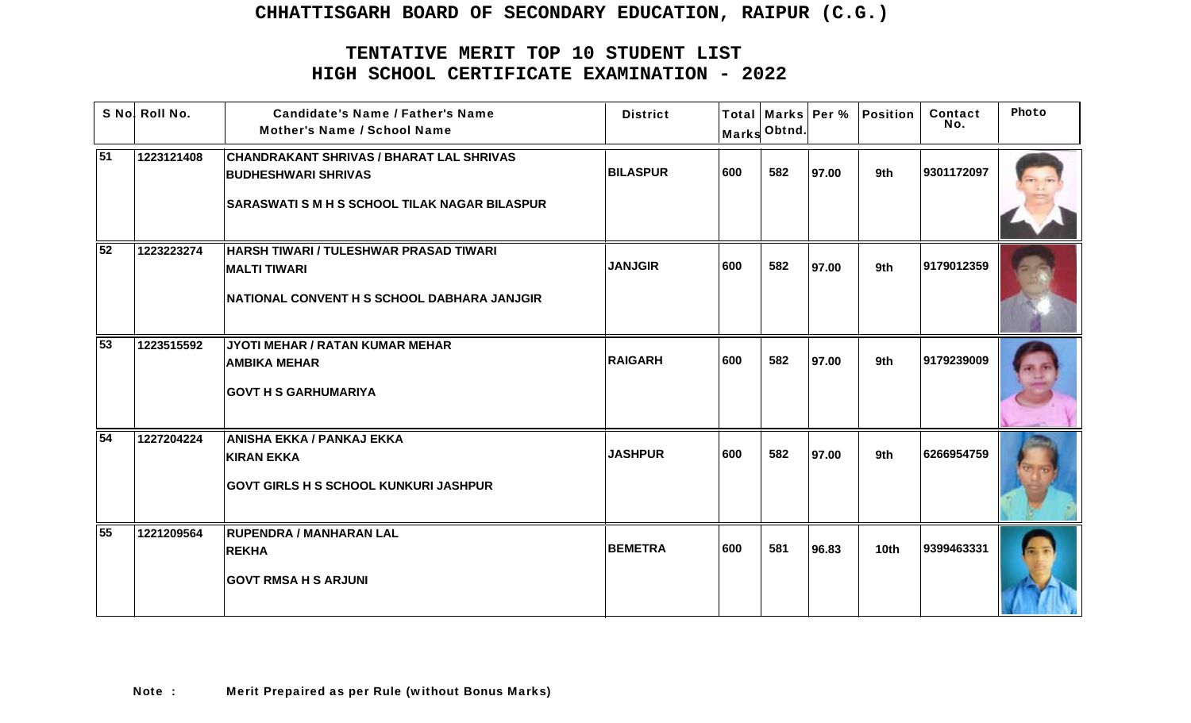# CHHATTISGARH BOARD OF SECONDARY EDUCATION, RAIPUR (C.G.)

## TENTATIVE MERIT TOP 10 STUDENT LIST
## HIGH SCHOOL CERTIFICATE EXAMINATION - 2022

| S No. | Roll No. | Candidate's Name / Father's Name<br>Mother's Name / School Name | District | Total Marks | Marks Obtnd. | Per % | Position | Contact No. | Photo |
|---|---|---|---|---|---|---|---|---|---|
| 51 | 1223121408 | CHANDRAKANT SHRIVAS / BHARAT LAL SHRIVAS<br>BUDHESHWARI SHRIVAS<br>SARASWATI S M H S SCHOOL TILAK NAGAR BILASPUR | BILASPUR | 600 | 582 | 97.00 | 9th | 9301172097 | |
| 52 | 1223223274 | HARSH TIWARI / TULESHWAR PRASAD TIWARI<br>MALTI TIWARI<br>NATIONAL CONVENT H S SCHOOL DABHARA JANJGIR | JANJGIR | 600 | 582 | 97.00 | 9th | 9179012359 | |
| 53 | 1223515592 | JYOTI MEHAR / RATAN KUMAR MEHAR<br>AMBIKA MEHAR<br>GOVT H S GARHUMARIYA | RAIGARH | 600 | 582 | 97.00 | 9th | 9179239009 | |
| 54 | 1227204224 | ANISHA EKKA / PANKAJ EKKA<br>KIRAN EKKA<br>GOVT GIRLS H S SCHOOL KUNKURI JASHPUR | JASHPUR | 600 | 582 | 97.00 | 9th | 6266954759 | |
| 55 | 1221209564 | RUPENDRA / MANHARAN LAL<br>REKHA<br>GOVT RMSA H S ARJUNI | BEMETRA | 600 | 581 | 96.83 | 10th | 9399463331 | |

**Note :** Merit Prepaired as per Rule (without Bonus Marks)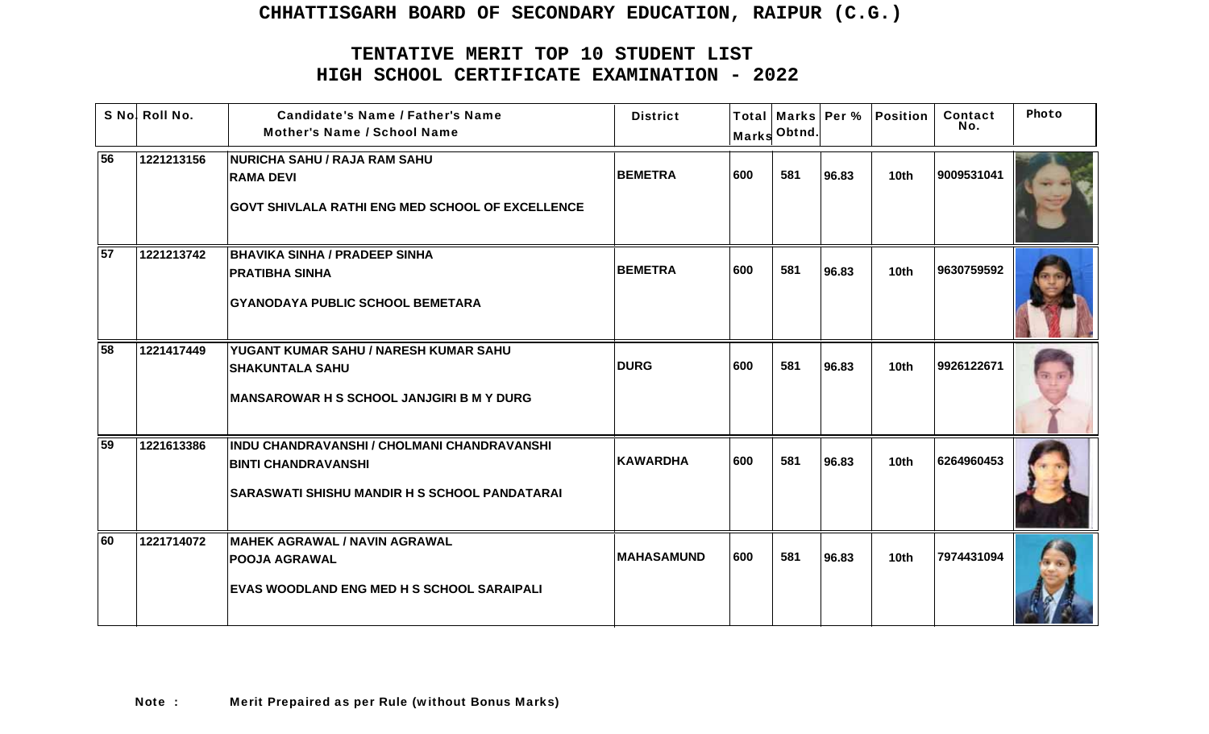# CHHATTISGARH BOARD OF SECONDARY EDUCATION, RAIPUR (C.G.)

## TENTATIVE MERIT TOP 10 STUDENT LIST
## HIGH SCHOOL CERTIFICATE EXAMINATION - 2022

| S No. | Roll No. | Candidate's Name / Father's Name<br>Mother's Name / School Name | District | Total Marks | Marks Obtnd. | Per % | Position | Contact No. | Photo |
|---|---|---|---|---|---|---|---|---|---|
| 56 | 1221213156 | NURICHA SAHU / RAJA RAM SAHU<br>RAMA DEVI<br>GOVT SHIVLALA RATHI ENG MED SCHOOL OF EXCELLENCE | BEMETRA | 600 | 581 | 96.83 | 10th | 9009531041 | |
| 57 | 1221213742 | BHAVIKA SINHA / PRADEEP SINHA<br>PRATIBHA SINHA<br>GYANODAYA PUBLIC SCHOOL BEMETARA | BEMETRA | 600 | 581 | 96.83 | 10th | 9630759592 | |
| 58 | 1221417449 | YUGANT KUMAR SAHU / NARESH KUMAR SAHU<br>SHAKUNTALA SAHU<br>MANSAROWAR H S SCHOOL JANJGIRI B M Y DURG | DURG | 600 | 581 | 96.83 | 10th | 9926122671 | |
| 59 | 1221613386 | INDU CHANDRAVANSHI / CHOLMANI CHANDRAVANSHI<br>BINTI CHANDRAVANSHI<br>SARASWATI SHISHU MANDIR H S SCHOOL PANDATARAI | KAWARDHA | 600 | 581 | 96.83 | 10th | 6264960453 | |
| 60 | 1221714072 | MAHEK AGRAWAL / NAVIN AGRAWAL<br>POOJA AGRAWAL<br>EVAS WOODLAND ENG MED H S SCHOOL SARAIPALI | MAHASAMUND | 600 | 581 | 96.83 | 10th | 7974431094 | |

**Note :** Merit Prepaired as per Rule (without Bonus Marks)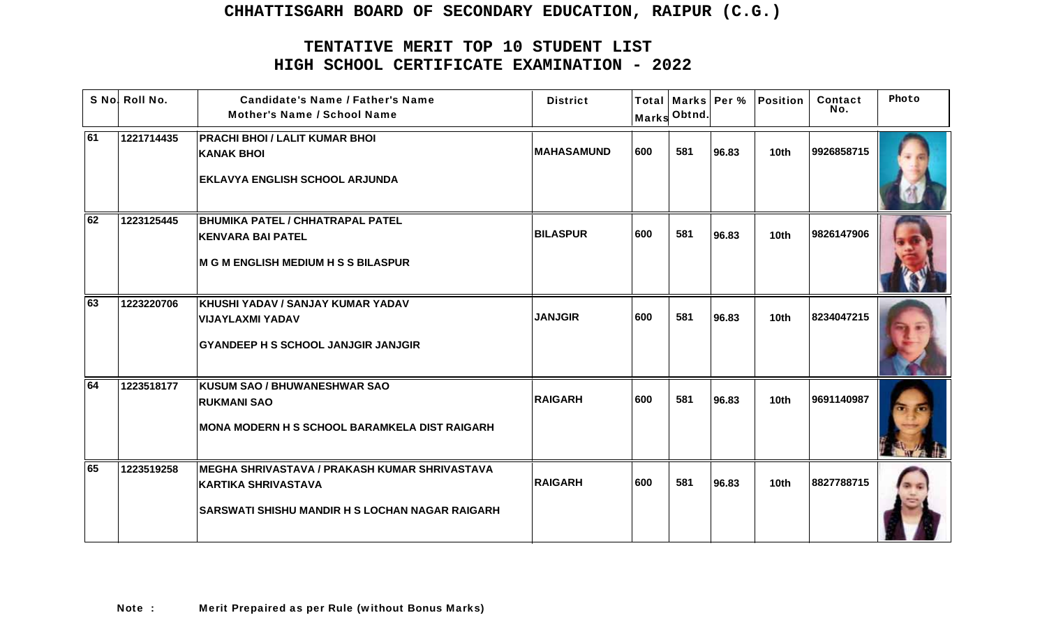# CHHATTISGARH BOARD OF SECONDARY EDUCATION, RAIPUR (C.G.)

## TENTATIVE MERIT TOP 10 STUDENT LIST
## HIGH SCHOOL CERTIFICATE EXAMINATION - 2022

| S No. | Roll No. | Candidate's Name / Father's Name<br>Mother's Name / School Name | District | Total Marks | Marks Obtnd. | Per % | Position | Contact No. | Photo |
|---|---|---|---|---|---|---|---|---|---|
| 61 | 1221714435 | PRACHI BHOI / LALIT KUMAR BHOI<br>KANAK BHOI<br>EKLAVYA ENGLISH SCHOOL ARJUNDA | MAHASAMUND | 600 | 581 | 96.83 | 10th | 9926858715 | |
| 62 | 1223125445 | BHUMIKA PATEL / CHHATRAPAL PATEL<br>KENVARA BAI PATEL<br>M G M ENGLISH MEDIUM H S S BILASPUR | BILASPUR | 600 | 581 | 96.83 | 10th | 9826147906 | |
| 63 | 1223220706 | KHUSHI YADAV / SANJAY KUMAR YADAV<br>VIJAYLAXMI YADAV<br>GYANDEEP H S SCHOOL JANJGIR JANJGIR | JANJGIR | 600 | 581 | 96.83 | 10th | 8234047215 | |
| 64 | 1223518177 | KUSUM SAO / BHUWANESHWAR SAO<br>RUKMANI SAO<br>MONA MODERN H S SCHOOL BARAMKELA DIST RAIGARH | RAIGARH | 600 | 581 | 96.83 | 10th | 9691140987 | |
| 65 | 1223519258 | MEGHA SHRIVASTAVA / PRAKASH KUMAR SHRIVASTAVA<br>KARTIKA SHRIVASTAVA<br>SARSWATI SHISHU MANDIR H S LOCHAN NAGAR RAIGARH | RAIGARH | 600 | 581 | 96.83 | 10th | 8827788715 | |

**Note :** Merit Prepaired as per Rule (without Bonus Marks)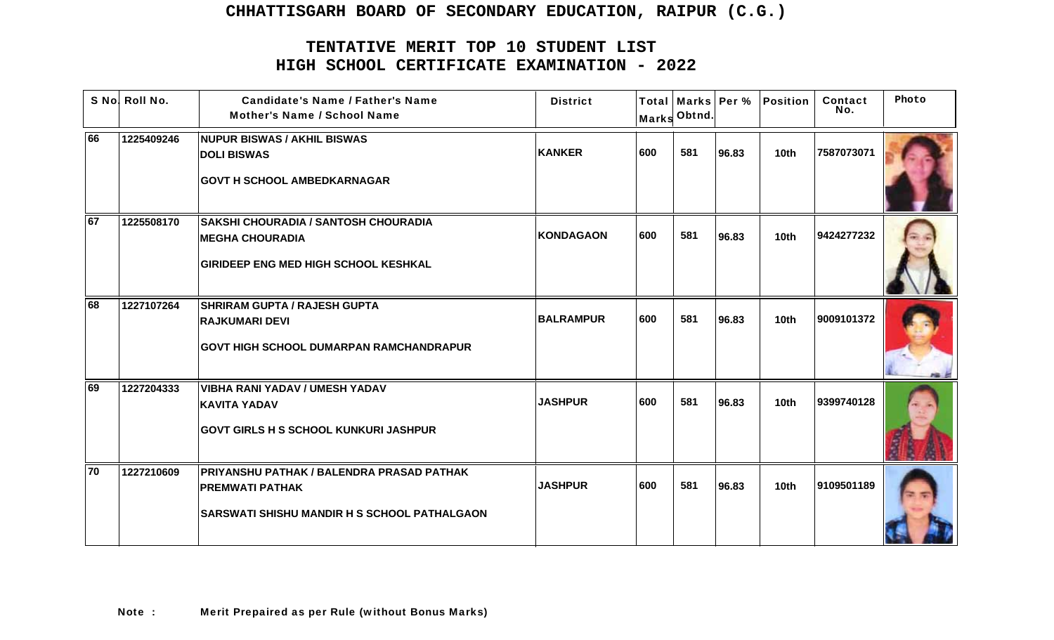# CHHATTISGARH BOARD OF SECONDARY EDUCATION, RAIPUR (C.G.)

## TENTATIVE MERIT TOP 10 STUDENT LIST
## HIGH SCHOOL CERTIFICATE EXAMINATION - 2022

| S No | Roll No. | Candidate's Name / Father's Name<br>Mother's Name / School Name | District | Total Marks | Marks Obtnd. | Per % | Position | Contact No. | Photo |
|---|---|---|---|---|---|---|---|---|---|
| 66 | 1225409246 | NUPUR BISWAS / AKHIL BISWAS<br>DOLI BISWAS<br>GOVT H SCHOOL AMBEDKARNAGAR | KANKER | 600 | 581 | 96.83 | 10th | 7587073071 | |
| 67 | 1225508170 | SAKSHI CHOURADIA / SANTOSH CHOURADIA<br>MEGHA CHOURADIA<br>GIRIDEEP ENG MED HIGH SCHOOL KESHKAL | KONDAGAON | 600 | 581 | 96.83 | 10th | 9424277232 | |
| 68 | 1227107264 | SHRIRAM GUPTA / RAJESH GUPTA<br>RAJKUMARI DEVI<br>GOVT HIGH SCHOOL DUMARPAN RAMCHANDRAPUR | BALRAMPUR | 600 | 581 | 96.83 | 10th | 9009101372 | |
| 69 | 1227204333 | VIBHA RANI YADAV / UMESH YADAV<br>KAVITA YADAV<br>GOVT GIRLS H S SCHOOL KUNKURI JASHPUR | JASHPUR | 600 | 581 | 96.83 | 10th | 9399740128 | |
| 70 | 1227210609 | PRIYANSHU PATHAK / BALENDRA PRASAD PATHAK<br>PREMWATI PATHAK<br>SARSWATI SHISHU MANDIR H S SCHOOL PATHALGAON | JASHPUR | 600 | 581 | 96.83 | 10th | 9109501189 | |

**Note :** Merit Prepaired as per Rule (without Bonus Marks)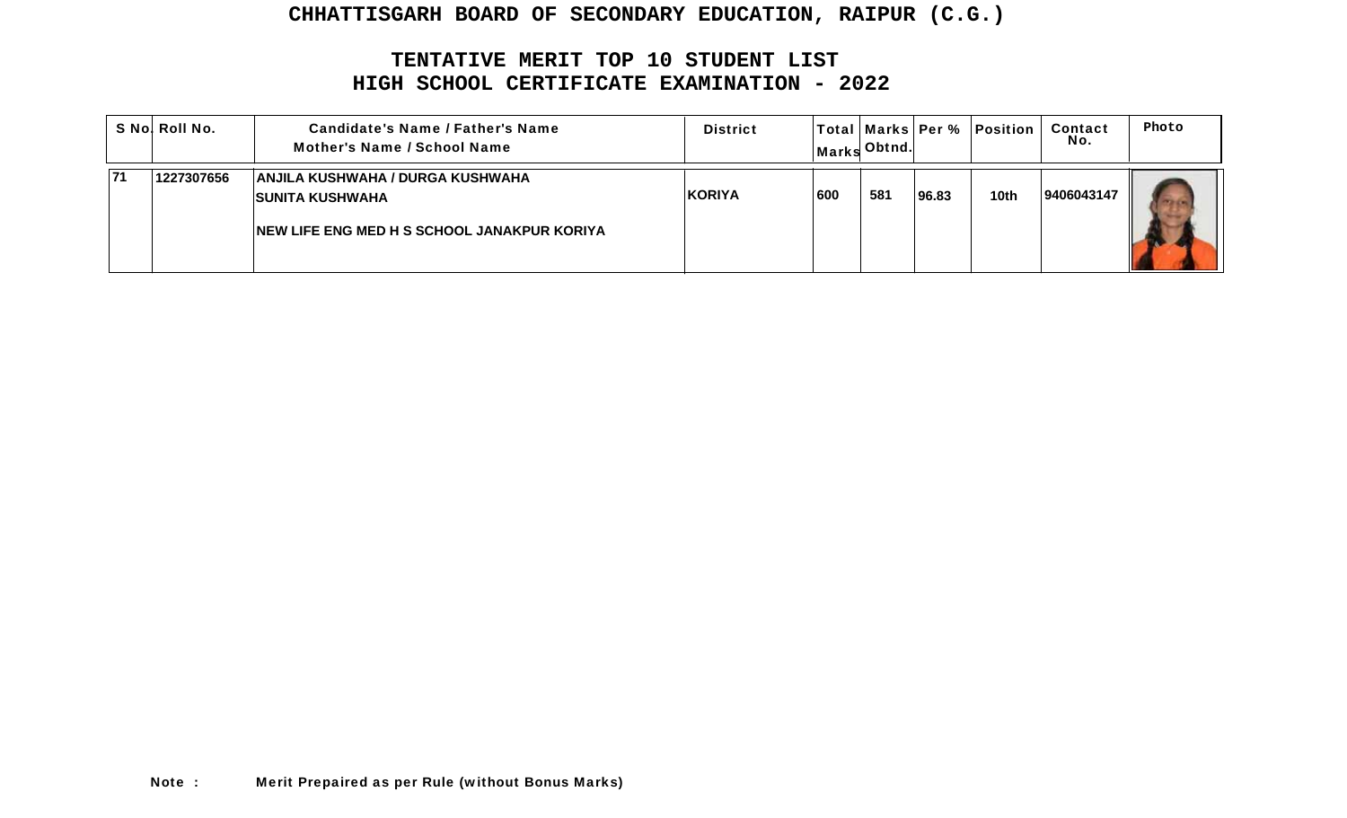# CHHATTISGARH BOARD OF SECONDARY EDUCATION, RAIPUR (C.G.)

## TENTATIVE MERIT TOP 10 STUDENT LIST
## HIGH SCHOOL CERTIFICATE EXAMINATION - 2022

| S No. | Roll No. | Candidate's Name / Father's Name<br>Mother's Name / School Name | District | Total Marks | Marks Obtnd. | Per % | Position | Contact No. | Photo |
|---|---|---|---|---|---|---|---|---|---|
| 71 | 1227307656 | ANJILA KUSHWAHA / DURGA KUSHWAHA<br>SUNITA KUSHWAHA<br>NEW LIFE ENG MED H S SCHOOL JANAKPUR KORIYA | KORIYA | 600 | 581 | 96.83 | 10th | 9406043147 | |

**Note :** Merit Prepaired as per Rule (without Bonus Marks)